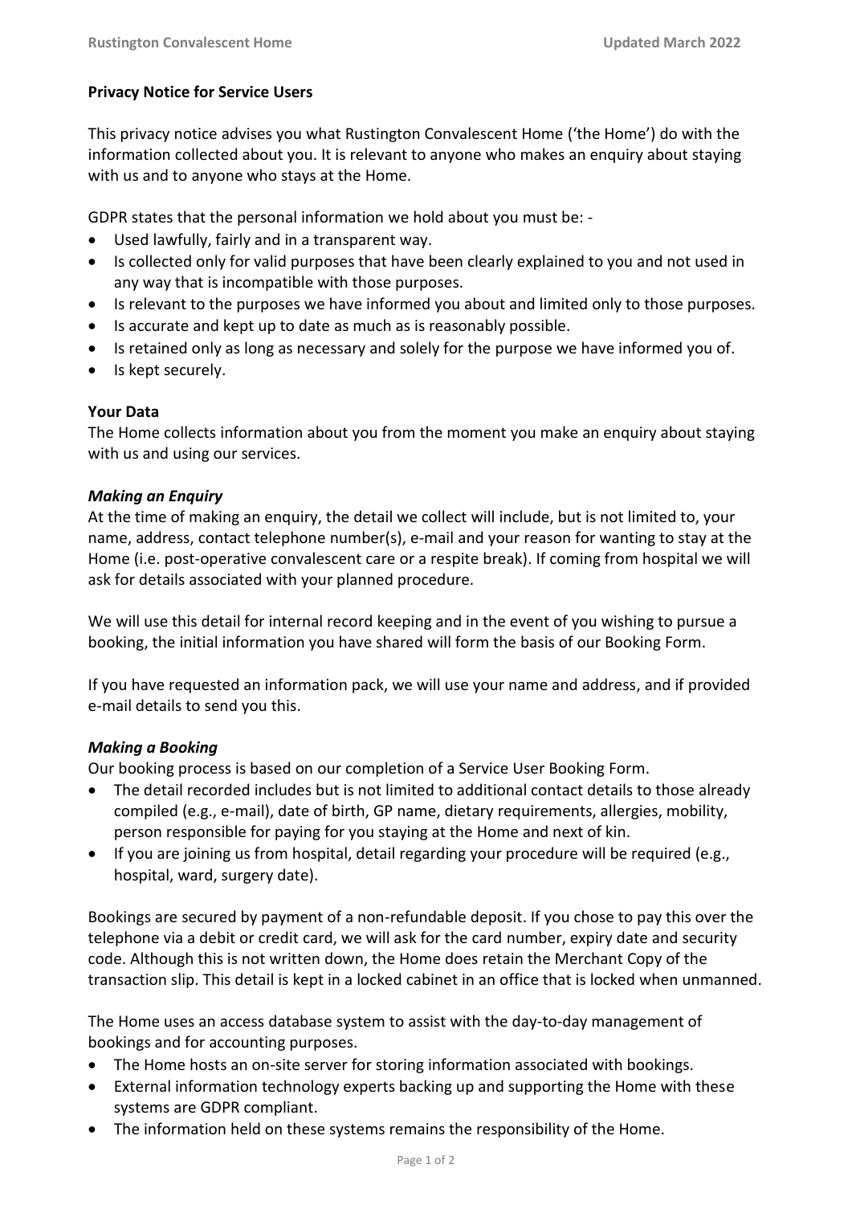**Privacy Notice for Service Users**

This privacy notice advises you what Rustington Convalescent Home ('the Home') do with the information collected about you. It is relevant to anyone who makes an enquiry about staying with us and to anyone who stays at the Home.

GDPR states that the personal information we hold about you must be: -

- Used lawfully, fairly and in a transparent way.
- Is collected only for valid purposes that have been clearly explained to you and not used in any way that is incompatible with those purposes.
- Is relevant to the purposes we have informed you about and limited only to those purposes.
- Is accurate and kept up to date as much as is reasonably possible.
- Is retained only as long as necessary and solely for the purpose we have informed you of.
- Is kept securely.

**Your Data**

The Home collects information about you from the moment you make an enquiry about staying with us and using our services.

***Making an Enquiry***

At the time of making an enquiry, the detail we collect will include, but is not limited to, your name, address, contact telephone number(s), e-mail and your reason for wanting to stay at the Home (i.e. post-operative convalescent care or a respite break). If coming from hospital we will ask for details associated with your planned procedure.

We will use this detail for internal record keeping and in the event of you wishing to pursue a booking, the initial information you have shared will form the basis of our Booking Form.

If you have requested an information pack, we will use your name and address, and if provided e-mail details to send you this.

***Making a Booking***

Our booking process is based on our completion of a Service User Booking Form.

- The detail recorded includes but is not limited to additional contact details to those already compiled (e.g., e-mail), date of birth, GP name, dietary requirements, allergies, mobility, person responsible for paying for you staying at the Home and next of kin.
- If you are joining us from hospital, detail regarding your procedure will be required (e.g., hospital, ward, surgery date).

Bookings are secured by payment of a non-refundable deposit. If you chose to pay this over the telephone via a debit or credit card, we will ask for the card number, expiry date and security code. Although this is not written down, the Home does retain the Merchant Copy of the transaction slip. This detail is kept in a locked cabinet in an office that is locked when unmanned.

The Home uses an access database system to assist with the day-to-day management of bookings and for accounting purposes.

- The Home hosts an on-site server for storing information associated with bookings.
- External information technology experts backing up and supporting the Home with these systems are GDPR compliant.
- The information held on these systems remains the responsibility of the Home.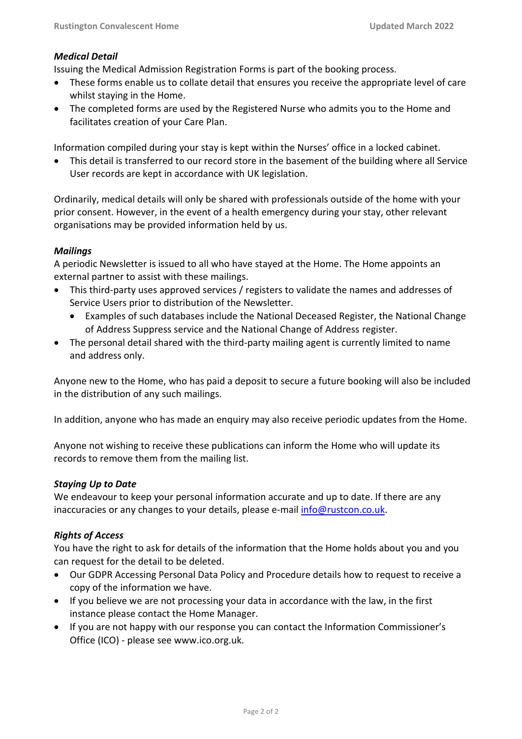### *Medical Detail*

Issuing the Medical Admission Registration Forms is part of the booking process.

- These forms enable us to collate detail that ensures you receive the appropriate level of care whilst staying in the Home.
- The completed forms are used by the Registered Nurse who admits you to the Home and facilitates creation of your Care Plan.

Information compiled during your stay is kept within the Nurses' office in a locked cabinet.

- This detail is transferred to our record store in the basement of the building where all Service User records are kept in accordance with UK legislation.

Ordinarily, medical details will only be shared with professionals outside of the home with your prior consent. However, in the event of a health emergency during your stay, other relevant organisations may be provided information held by us.

### *Mailings*

A periodic Newsletter is issued to all who have stayed at the Home. The Home appoints an external partner to assist with these mailings.

- This third-party uses approved services / registers to validate the names and addresses of Service Users prior to distribution of the Newsletter.
  - Examples of such databases include the National Deceased Register, the National Change of Address Suppress service and the National Change of Address register.
- The personal detail shared with the third-party mailing agent is currently limited to name and address only.

Anyone new to the Home, who has paid a deposit to secure a future booking will also be included in the distribution of any such mailings.

In addition, anyone who has made an enquiry may also receive periodic updates from the Home.

Anyone not wishing to receive these publications can inform the Home who will update its records to remove them from the mailing list.

### *Staying Up to Date*

We endeavour to keep your personal information accurate and up to date. If there are any inaccuracies or any changes to your details, please e-mail [info@rustcon.co.uk](mailto:info@rustcon.co.uk).

### *Rights of Access*

You have the right to ask for details of the information that the Home holds about you and you can request for the detail to be deleted.

- Our GDPR Accessing Personal Data Policy and Procedure details how to request to receive a copy of the information we have.
- If you believe we are not processing your data in accordance with the law, in the first instance please contact the Home Manager.
- If you are not happy with our response you can contact the Information Commissioner's Office (ICO) - please see www.ico.org.uk.